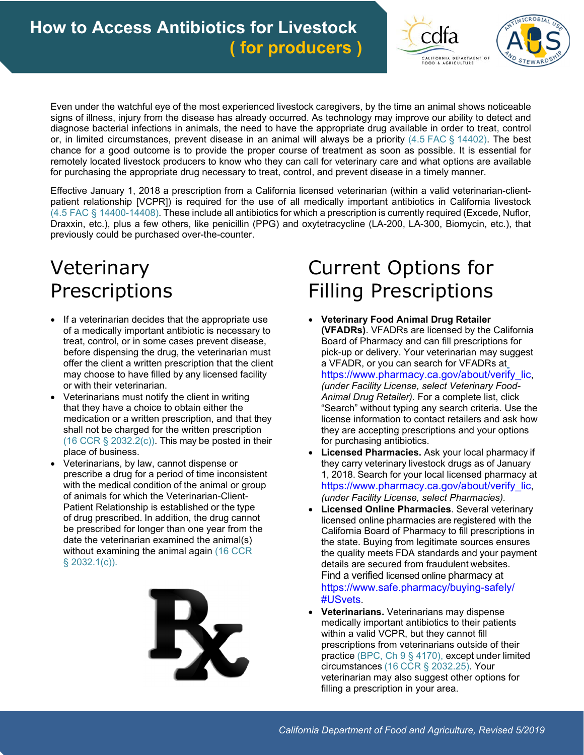# How to Access Antibiotics for Livestock ( for producers )

Even under the watchful eye of the most experienced livestock caregivers, by the time an animal shows noticeable signs of illness, injury from the disease has already occurred. As technology may improve our ability to detect and diagnose bacterial infections in animals, the need to have the appropriate drug available in order to treat, control or, in limited circumstances, prevent disease in an animal will always be a priority (4.5 FAC § 14402). The best chance for a good outcome is to provide the proper course of treatment as soon as possible. It is essential for remotely located livestock producers to know who they can call for veterinary care and what options are available for purchasing the appropriate drug necessary to treat, control, and prevent disease in a timely manner.

Effective January 1, 2018 a prescription from a California licensed veterinarian (within a valid veterinarian-client-patient relationship [VCPR]) is required for the use of all medically important antibiotics in California livestock (4.5 FAC § 14400-14408). These include all antibiotics for which a prescription is currently required (Excede, Nuflor, Draxxin, etc.), plus a few others, like penicillin (PPG) and oxytetracycline (LA-200, LA-300, Biomycin, etc.), that previously could be purchased over-the-counter.

## Veterinary Prescriptions

- If a veterinarian decides that the appropriate use of a medically important antibiotic is necessary to treat, control, or in some cases prevent disease, before dispensing the drug, the veterinarian must offer the client a written prescription that the client may choose to have filled by any licensed facility or with their veterinarian.
- Veterinarians must notify the client in writing that they have a choice to obtain either the medication or a written prescription, and that they shall not be charged for the written prescription (16 CCR § 2032.2(c)). This may be posted in their place of business.
- Veterinarians, by law, cannot dispense or prescribe a drug for a period of time inconsistent with the medical condition of the animal or group of animals for which the Veterinarian-Client-Patient Relationship is established or the type of drug prescribed. In addition, the drug cannot be prescribed for longer than one year from the date the veterinarian examined the animal(s) without examining the animal again (16 CCR § 2032.1(c)).

## Current Options for Filling Prescriptions

- **Veterinary Food Animal Drug Retailer (VFADRs)**. VFADRs are licensed by the California Board of Pharmacy and can fill prescriptions for pick-up or delivery. Your veterinarian may suggest a VFADR, or you can search for VFADRs at https://www.pharmacy.ca.gov/about/verify_lic, *(under Facility License, select Veterinary Food-Animal Drug Retailer)*. For a complete list, click "Search" without typing any search criteria. Use the license information to contact retailers and ask how they are accepting prescriptions and your options for purchasing antibiotics.
- **Licensed Pharmacies.** Ask your local pharmacy if they carry veterinary livestock drugs as of January 1, 2018. Search for your local licensed pharmacy at https://www.pharmacy.ca.gov/about/verify_lic, *(under Facility License, select Pharmacies)*.
- **Licensed Online Pharmacies**. Several veterinary licensed online pharmacies are registered with the California Board of Pharmacy to fill prescriptions in the state. Buying from legitimate sources ensures the quality meets FDA standards and your payment details are secured from fraudulent websites. Find a verified licensed online pharmacy at https://www.safe.pharmacy/buying-safely/#USvets.
- **Veterinarians.** Veterinarians may dispense medically important antibiotics to their patients within a valid VCPR, but they cannot fill prescriptions from veterinarians outside of their practice (BPC, Ch 9 § 4170), except under limited circumstances (16 CCR § 2032.25). Your veterinarian may also suggest other options for filling a prescription in your area.

*California Department of Food and Agriculture, Revised 5/2019*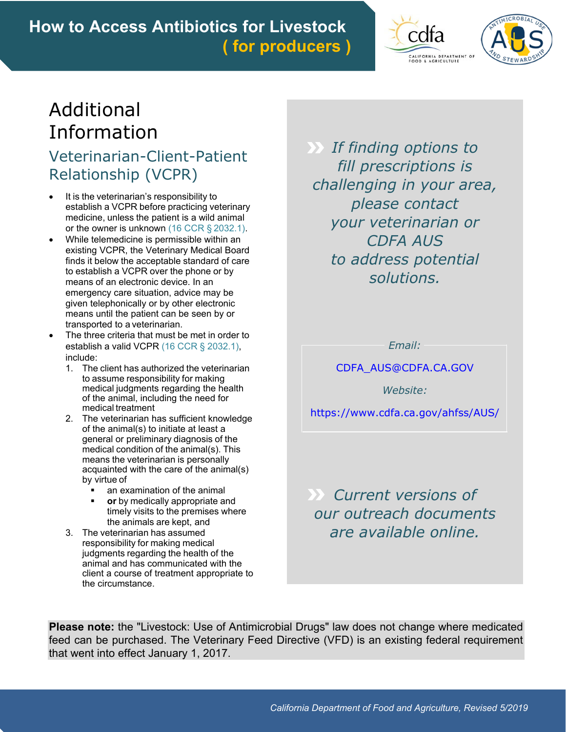# How to Access Antibiotics for Livestock
## ( for producers )

## Additional Information

### Veterinarian-Client-Patient Relationship (VCPR)

- It is the veterinarian's responsibility to establish a VCPR before practicing veterinary medicine, unless the patient is a wild animal or the owner is unknown (16 CCR § 2032.1).
- While telemedicine is permissible within an existing VCPR, the Veterinary Medical Board finds it below the acceptable standard of care to establish a VCPR over the phone or by means of an electronic device. In an emergency care situation, advice may be given telephonically or by other electronic means until the patient can be seen by or transported to a veterinarian.
- The three criteria that must be met in order to establish a valid VCPR (16 CCR § 2032.1), include:
  1. The client has authorized the veterinarian to assume responsibility for making medical judgments regarding the health of the animal, including the need for medical treatment
  2. The veterinarian has sufficient knowledge of the animal(s) to initiate at least a general or preliminary diagnosis of the medical condition of the animal(s). This means the veterinarian is personally acquainted with the care of the animal(s) by virtue of
     - an examination of the animal
     - **or** by medically appropriate and timely visits to the premises where the animals are kept, and
  3. The veterinarian has assumed responsibility for making medical judgments regarding the health of the animal and has communicated with the client a course of treatment appropriate to the circumstance.

*If finding options to fill prescriptions is challenging in your area, please contact your veterinarian or CDFA AUS to address potential solutions.*

*Email:*

CDFA_AUS@CDFA.CA.GOV

*Website:*

https://www.cdfa.ca.gov/ahfss/AUS/

*Current versions of our outreach documents are available online.*

**Please note:** the "Livestock: Use of Antimicrobial Drugs" law does not change where medicated feed can be purchased. The Veterinary Feed Directive (VFD) is an existing federal requirement that went into effect January 1, 2017.

*California Department of Food and Agriculture, Revised 5/2019*